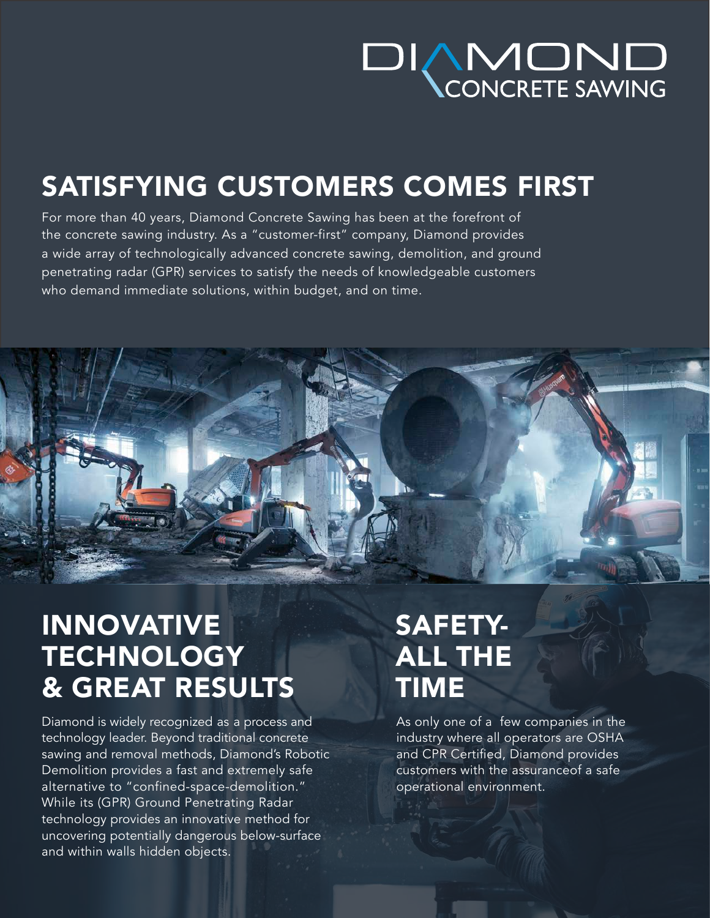# DIAMOND CONCRETE SAWING

## SATISFYING CUSTOMERS COMES FIRST

For more than 40 years, Diamond Concrete Sawing has been at the forefront of the concrete sawing industry. As a "customer-first" company, Diamond provides a wide array of technologically advanced concrete sawing, demolition, and ground penetrating radar (GPR) services to satisfy the needs of knowledgeable customers who demand immediate solutions, within budget, and on time.

## INNOVATIVE TECHNOLOGY & GREAT RESULTS

Diamond is widely recognized as a process and technology leader. Beyond traditional concrete sawing and removal methods, Diamond's Robotic Demolition provides a fast and extremely safe alternative to "confined-space-demolition." While its (GPR) Ground Penetrating Radar technology provides an innovative method for uncovering potentially dangerous below-surface and within walls hidden objects.

## SAFETY- ALL THE TIME

As only one of a  few companies in the industry where all operators are OSHA and CPR Certified, Diamond provides customers with the assuranceof a safe operational environment.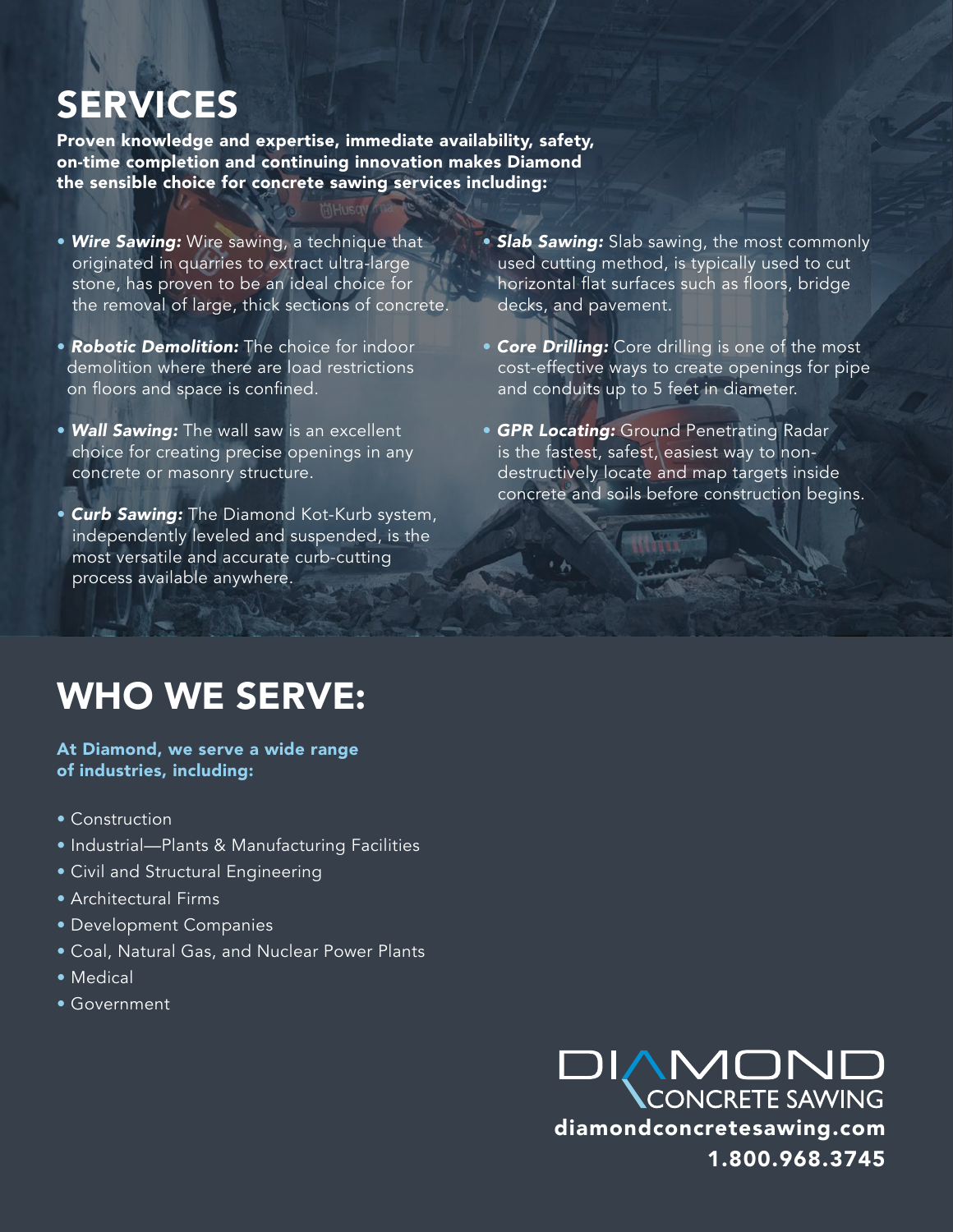# SERVICES

**Proven knowledge and expertise, immediate availability, safety, on-time completion and continuing innovation makes Diamond the sensible choice for concrete sawing services including:**

- ***Wire Sawing:*** Wire sawing, a technique that originated in quarries to extract ultra-large stone, has proven to be an ideal choice for the removal of large, thick sections of concrete.
- ***Robotic Demolition:*** The choice for indoor demolition where there are load restrictions on floors and space is confined.
- ***Wall Sawing:*** The wall saw is an excellent choice for creating precise openings in any concrete or masonry structure.
- ***Curb Sawing:*** The Diamond Kot-Kurb system, independently leveled and suspended, is the most versatile and accurate curb-cutting process available anywhere.
- ***Slab Sawing:*** Slab sawing, the most commonly used cutting method, is typically used to cut horizontal flat surfaces such as floors, bridge decks, and pavement.
- ***Core Drilling:*** Core drilling is one of the most cost-effective ways to create openings for pipe and conduits up to 5 feet in diameter.
- ***GPR Locating:*** Ground Penetrating Radar is the fastest, safest, easiest way to non-destructively locate and map targets inside concrete and soils before construction begins.

# WHO WE SERVE:

**At Diamond, we serve a wide range of industries, including:**

- Construction
- Industrial—Plants & Manufacturing Facilities
- Civil and Structural Engineering
- Architectural Firms
- Development Companies
- Coal, Natural Gas, and Nuclear Power Plants
- Medical
- Government

DIAMOND CONCRETE SAWING

**diamondconcretesawing.com**

**1.800.968.3745**